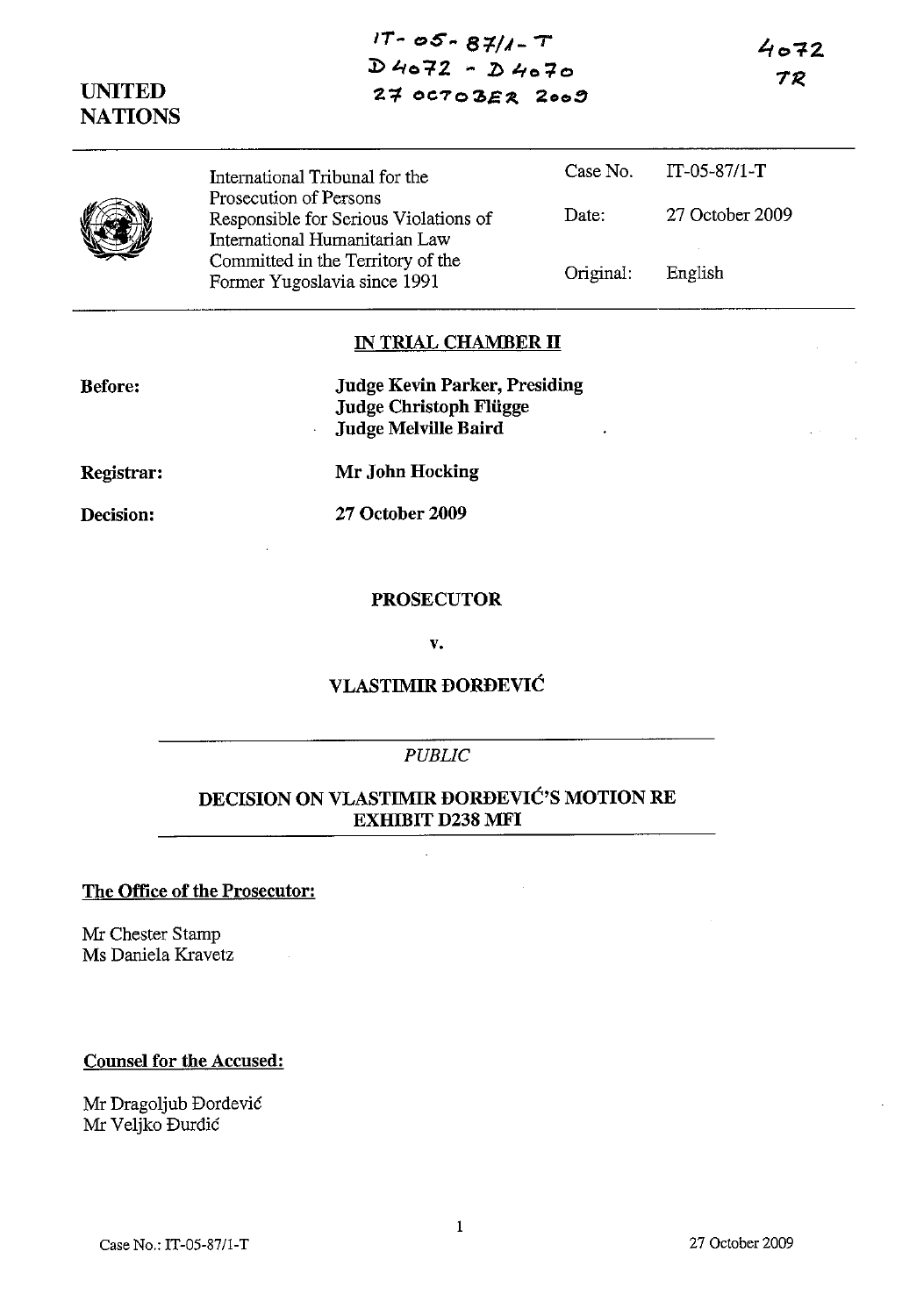IT-05-87/1-T
D 4072 - D 4070
27 OCTOBER 2009

4072
TR

UNITED NATIONS

| International Tribunal for the Prosecution of Persons Responsible for Serious Violations of International Humanitarian Law Committed in the Territory of the Former Yugoslavia since 1991 | Case No. | IT-05-87/1-T |
|---|---|---|
| | Date: | 27 October 2009 |
| | Original: | English |

**IN TRIAL CHAMBER II**

**Before:** **Judge Kevin Parker, Presiding**
**Judge Christoph Flügge**
**Judge Melville Baird**

**Registrar:** **Mr John Hocking**

**Decision:** **27 October 2009**

**PROSECUTOR**

**v.**

**VLASTIMIR ĐORĐEVIĆ**

*PUBLIC*

**DECISION ON VLASTIMIR ĐORĐEVIĆ'S MOTION RE EXHIBIT D238 MFI**

**The Office of the Prosecutor:**

Mr Chester Stamp
Ms Daniela Kravetz

**Counsel for the Accused:**

Mr Dragoljub Đorđević
Mr Veljko Đurđić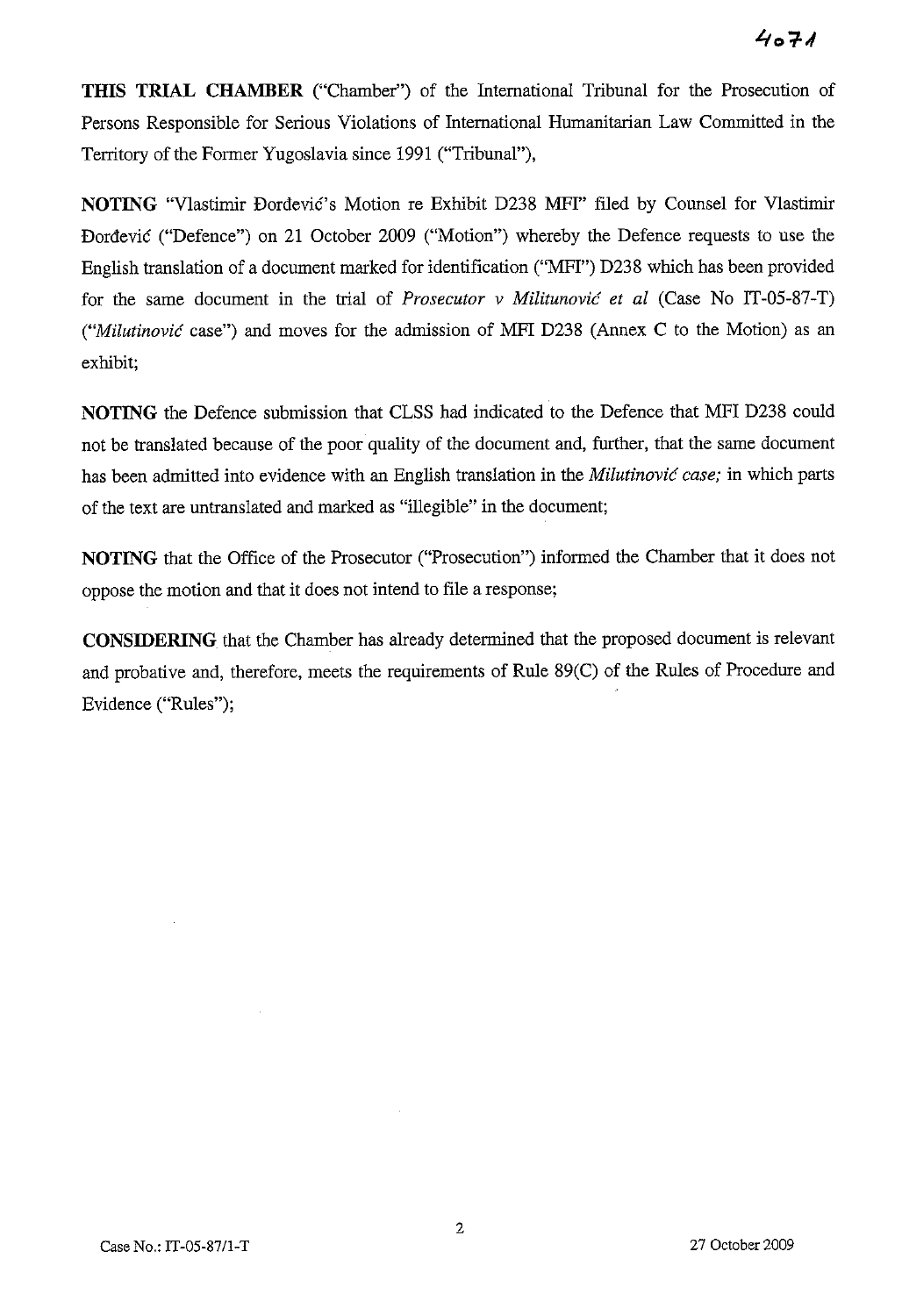**THIS TRIAL CHAMBER** ("Chamber") of the International Tribunal for the Prosecution of Persons Responsible for Serious Violations of International Humanitarian Law Committed in the Territory of the Former Yugoslavia since 1991 ("Tribunal"),

**NOTING** "Vlastimir Đorđević's Motion re Exhibit D238 MFI" filed by Counsel for Vlastimir Đorđević ("Defence") on 21 October 2009 ("Motion") whereby the Defence requests to use the English translation of a document marked for identification ("MFI") D238 which has been provided for the same document in the trial of *Prosecutor v Militunović et al* (Case No IT-05-87-T) ("*Milutinović* case") and moves for the admission of MFI D238 (Annex C to the Motion) as an exhibit;

**NOTING** the Defence submission that CLSS had indicated to the Defence that MFI D238 could not be translated because of the poor quality of the document and, further, that the same document has been admitted into evidence with an English translation in the *Milutinović case;* in which parts of the text are untranslated and marked as "illegible" in the document;

**NOTING** that the Office of the Prosecutor ("Prosecution") informed the Chamber that it does not oppose the motion and that it does not intend to file a response;

**CONSIDERING** that the Chamber has already determined that the proposed document is relevant and probative and, therefore, meets the requirements of Rule 89(C) of the Rules of Procedure and Evidence ("Rules");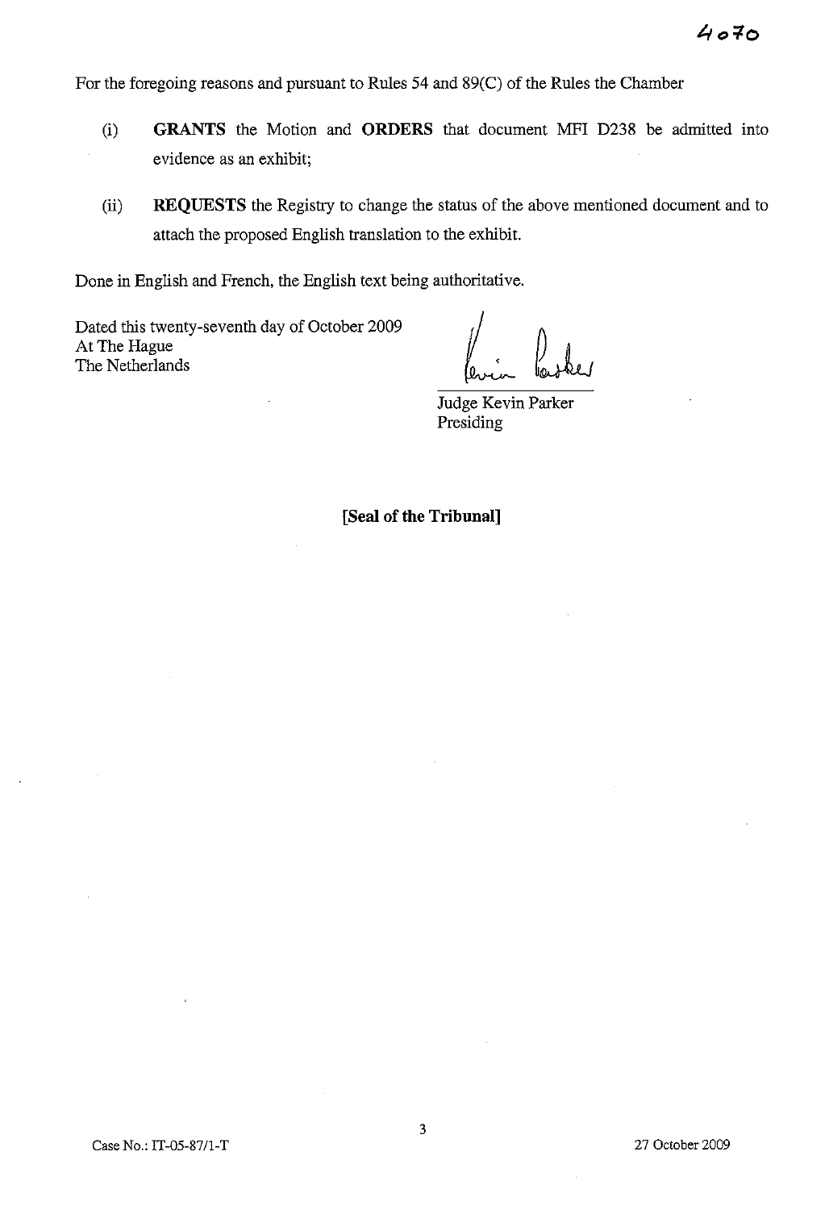For the foregoing reasons and pursuant to Rules 54 and 89(C) of the Rules the Chamber

(i) **GRANTS** the Motion and **ORDERS** that document MFI D238 be admitted into evidence as an exhibit;

(ii) **REQUESTS** the Registry to change the status of the above mentioned document and to attach the proposed English translation to the exhibit.

Done in English and French, the English text being authoritative.

Dated this twenty-seventh day of October 2009
At The Hague
The Netherlands

Judge Kevin Parker
Presiding

**[Seal of the Tribunal]**